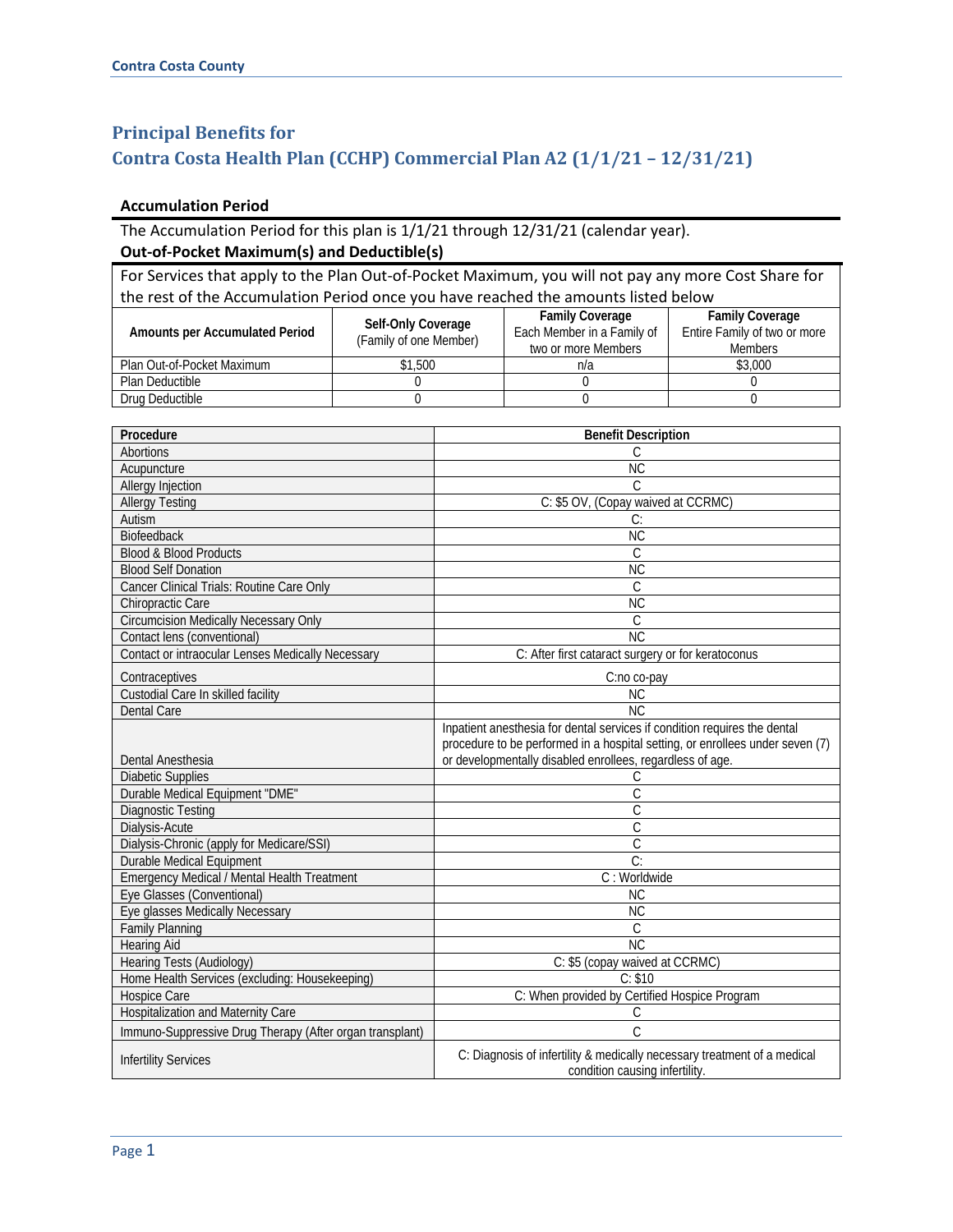# Principal Benefits for
# Contra Costa Health Plan (CCHP) Commercial Plan A2 (1/1/21 – 12/31/21)

### Accumulation Period

The Accumulation Period for this plan is 1/1/21 through 12/31/21 (calendar year).

### Out-of-Pocket Maximum(s) and Deductible(s)

For Services that apply to the Plan Out-of-Pocket Maximum, you will not pay any more Cost Share for the rest of the Accumulation Period once you have reached the amounts listed below

| Amounts per Accumulated Period | Self-Only Coverage (Family of one Member) | Family Coverage Each Member in a Family of two or more Members | Family Coverage Entire Family of two or more Members |
|---|---|---|---|
| Plan Out-of-Pocket Maximum | $1,500 | n/a | $3,000 |
| Plan Deductible | 0 | 0 | 0 |
| Drug Deductible | 0 | 0 | 0 |

| Procedure | Benefit Description |
|---|---|
| Abortions | C |
| Acupuncture | NC |
| Allergy Injection | C |
| Allergy Testing | C: $5 OV, (Copay waived at CCRMC) |
| Autism | C: |
| Biofeedback | NC |
| Blood & Blood Products | C |
| Blood Self Donation | NC |
| Cancer Clinical Trials: Routine Care Only | C |
| Chiropractic Care | NC |
| Circumcision Medically Necessary Only | C |
| Contact lens (conventional) | NC |
| Contact or intraocular Lenses Medically Necessary | C: After first cataract surgery or for keratoconus |
| Contraceptives | C:no co-pay |
| Custodial Care In skilled facility | NC |
| Dental Care | NC |
| Dental Anesthesia | Inpatient anesthesia for dental services if condition requires the dental procedure to be performed in a hospital setting, or enrollees under seven (7) or developmentally disabled enrollees, regardless of age. |
| Diabetic Supplies | C |
| Durable Medical Equipment "DME" | C |
| Diagnostic Testing | C |
| Dialysis-Acute | C |
| Dialysis-Chronic (apply for Medicare/SSI) | C |
| Durable Medical Equipment | C: |
| Emergency Medical / Mental Health Treatment | C : Worldwide |
| Eye Glasses (Conventional) | NC |
| Eye glasses Medically Necessary | NC |
| Family Planning | C |
| Hearing Aid | NC |
| Hearing Tests (Audiology) | C: $5 (copay waived at CCRMC) |
| Home Health Services (excluding: Housekeeping) | C: $10 |
| Hospice Care | C: When provided by Certified Hospice Program |
| Hospitalization and Maternity Care | C |
| Immuno-Suppressive Drug Therapy (After organ transplant) | C |
| Infertility Services | C: Diagnosis of infertility & medically necessary treatment of a medical condition causing infertility. |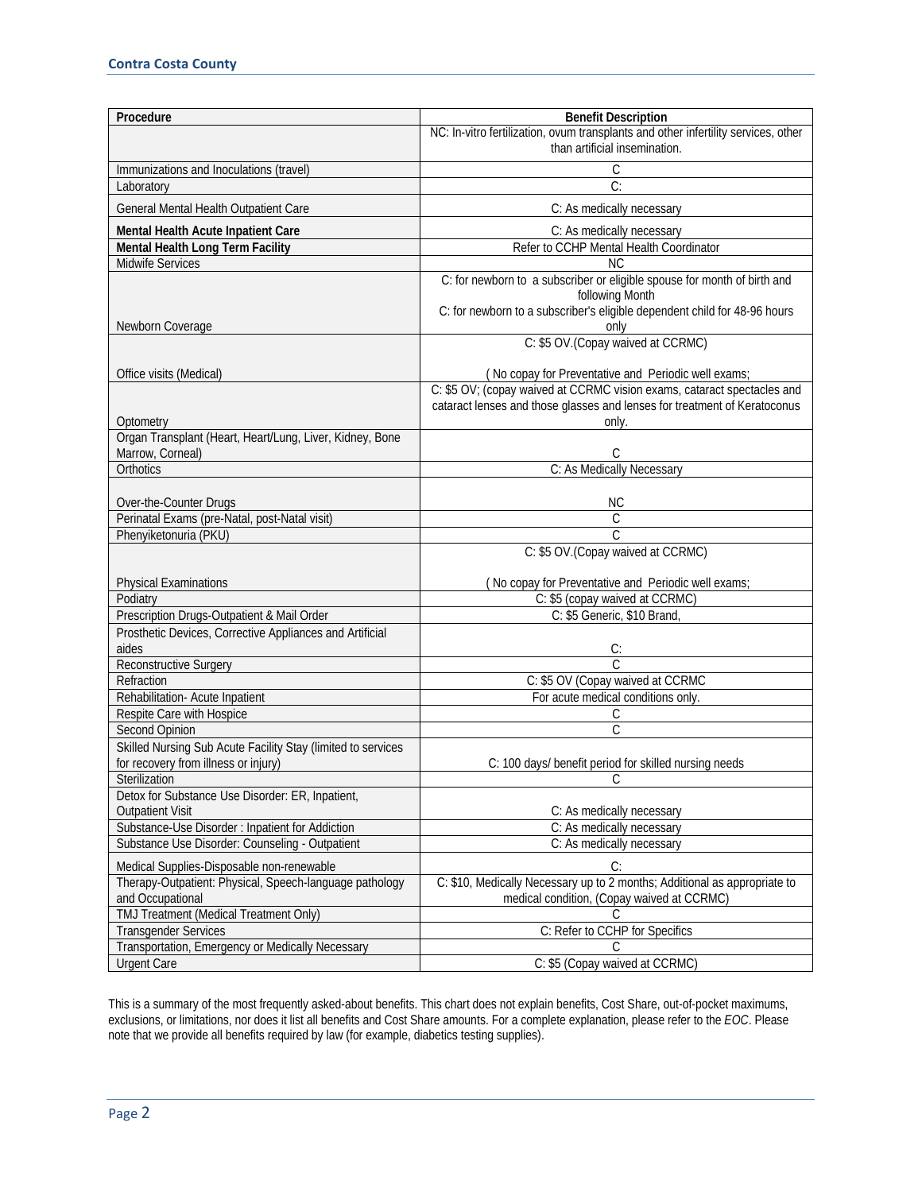| Procedure | Benefit Description |
|---|---|
| | NC: In-vitro fertilization, ovum transplants and other infertility services, other than artificial insemination. |
| Immunizations and Inoculations (travel) | C |
| Laboratory | C: |
| General Mental Health Outpatient Care | C: As medically necessary |
| **Mental Health Acute Inpatient Care** | C: As medically necessary |
| **Mental Health Long Term Facility** | Refer to CCHP Mental Health Coordinator |
| Midwife Services | NC |
| Newborn Coverage | C: for newborn to a subscriber or eligible spouse for month of birth and following Month<br>C: for newborn to a subscriber's eligible dependent child for 48-96 hours only |
| Office visits (Medical) | C: $5 OV.(Copay waived at CCRMC)<br><br>( No copay for Preventative and Periodic well exams; |
| Optometry | C: $5 OV; (copay waived at CCRMC vision exams, cataract spectacles and cataract lenses and those glasses and lenses for treatment of Keratoconus only. |
| Organ Transplant (Heart, Heart/Lung, Liver, Kidney, Bone Marrow, Corneal) | C |
| Orthotics | C: As Medically Necessary |
| Over-the-Counter Drugs | NC |
| Perinatal Exams (pre-Natal, post-Natal visit) | C |
| Phenyiketonuria (PKU) | C |
| Physical Examinations | C: $5 OV.(Copay waived at CCRMC)<br><br>( No copay for Preventative and Periodic well exams; |
| Podiatry | C: $5 (copay waived at CCRMC) |
| Prescription Drugs-Outpatient & Mail Order | C: $5 Generic, $10 Brand, |
| Prosthetic Devices, Corrective Appliances and Artificial aides | C: |
| Reconstructive Surgery | C |
| Refraction | C: $5 OV (Copay waived at CCRMC |
| Rehabilitation- Acute Inpatient | For acute medical conditions only. |
| Respite Care with Hospice | C |
| Second Opinion | C |
| Skilled Nursing Sub Acute Facility Stay (limited to services for recovery from illness or injury) | C: 100 days/ benefit period for skilled nursing needs |
| Sterilization | C |
| Detox for Substance Use Disorder: ER, Inpatient, Outpatient Visit | C: As medically necessary |
| Substance-Use Disorder : Inpatient for Addiction | C: As medically necessary |
| Substance Use Disorder: Counseling - Outpatient | C: As medically necessary |
| Medical Supplies-Disposable non-renewable | C: |
| Therapy-Outpatient: Physical, Speech-language pathology and Occupational | C: $10, Medically Necessary up to 2 months; Additional as appropriate to medical condition, (Copay waived at CCRMC) |
| TMJ Treatment (Medical Treatment Only) | C |
| Transgender Services | C: Refer to CCHP for Specifics |
| Transportation, Emergency or Medically Necessary | C |
| Urgent Care | C: $5 (Copay waived at CCRMC) |

This is a summary of the most frequently asked-about benefits. This chart does not explain benefits, Cost Share, out-of-pocket maximums, exclusions, or limitations, nor does it list all benefits and Cost Share amounts. For a complete explanation, please refer to the *EOC*. Please note that we provide all benefits required by law (for example, diabetics testing supplies).